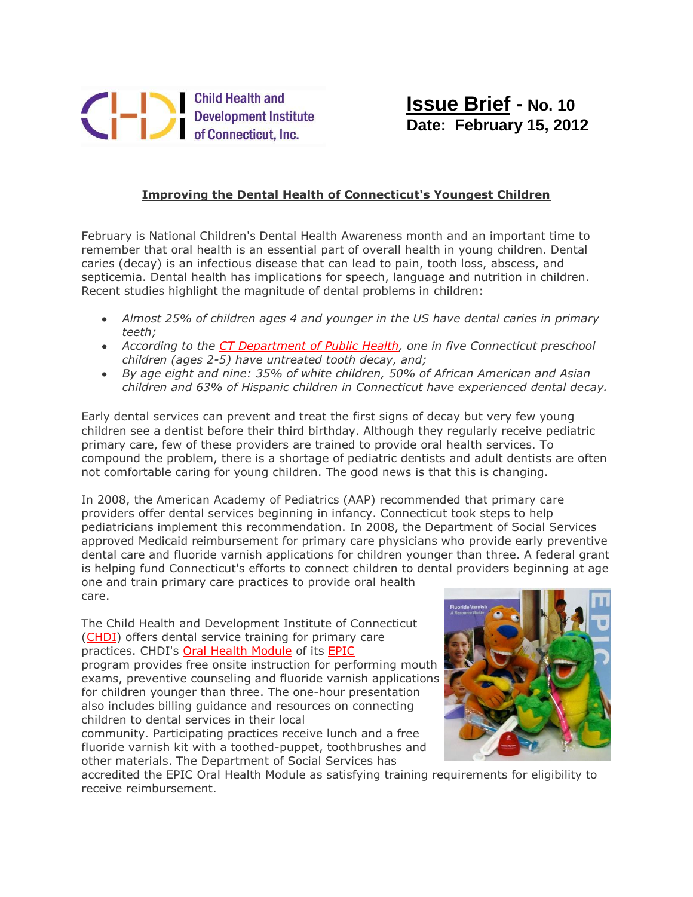Child Health and Development Institute of Connecticut, Inc.

# Issue Brief - No. 10
**Date: February 15, 2012**

## Improving the Dental Health of Connecticut's Youngest Children

February is National Children's Dental Health Awareness month and an important time to remember that oral health is an essential part of overall health in young children. Dental caries (decay) is an infectious disease that can lead to pain, tooth loss, abscess, and septicemia. Dental health has implications for speech, language and nutrition in children. Recent studies highlight the magnitude of dental problems in children:

- *Almost 25% of children ages 4 and younger in the US have dental caries in primary teeth;*
- *According to the CT Department of Public Health, one in five Connecticut preschool children (ages 2-5) have untreated tooth decay, and;*
- *By age eight and nine: 35% of white children, 50% of African American and Asian children and 63% of Hispanic children in Connecticut have experienced dental decay.*

Early dental services can prevent and treat the first signs of decay but very few young children see a dentist before their third birthday. Although they regularly receive pediatric primary care, few of these providers are trained to provide oral health services. To compound the problem, there is a shortage of pediatric dentists and adult dentists are often not comfortable caring for young children. The good news is that this is changing.

In 2008, the American Academy of Pediatrics (AAP) recommended that primary care providers offer dental services beginning in infancy. Connecticut took steps to help pediatricians implement this recommendation. In 2008, the Department of Social Services approved Medicaid reimbursement for primary care physicians who provide early preventive dental care and fluoride varnish applications for children younger than three. A federal grant is helping fund Connecticut's efforts to connect children to dental providers beginning at age one and train primary care practices to provide oral health care.

The Child Health and Development Institute of Connecticut (CHDI) offers dental service training for primary care practices. CHDI's Oral Health Module of its EPIC program provides free onsite instruction for performing mouth exams, preventive counseling and fluoride varnish applications for children younger than three. The one-hour presentation also includes billing guidance and resources on connecting children to dental services in their local community. Participating practices receive lunch and a free fluoride varnish kit with a toothed-puppet, toothbrushes and other materials. The Department of Social Services has accredited the EPIC Oral Health Module as satisfying training requirements for eligibility to receive reimbursement.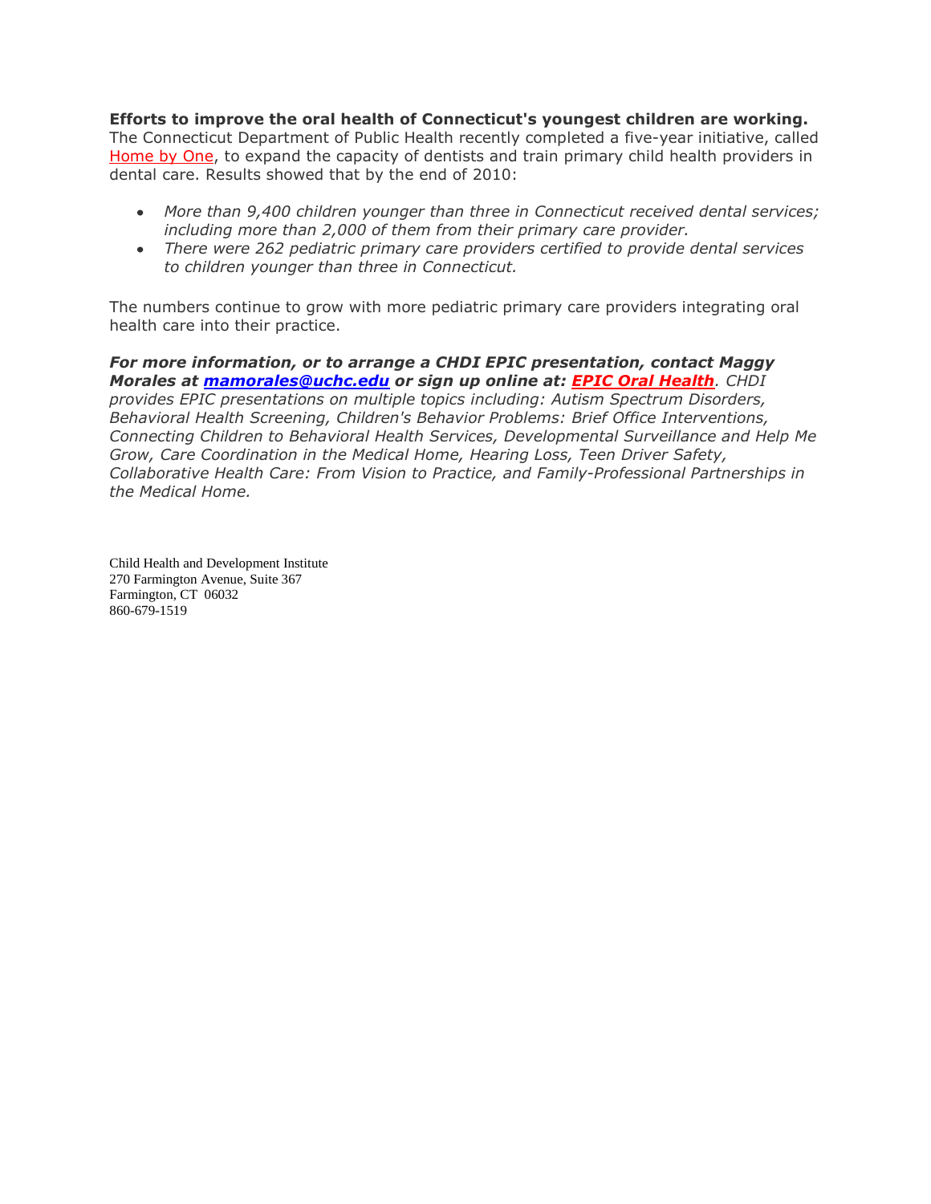**Efforts to improve the oral health of Connecticut's youngest children are working.**
The Connecticut Department of Public Health recently completed a five-year initiative, called Home by One, to expand the capacity of dentists and train primary child health providers in dental care. Results showed that by the end of 2010:

- *More than 9,400 children younger than three in Connecticut received dental services; including more than 2,000 of them from their primary care provider.*
- *There were 262 pediatric primary care providers certified to provide dental services to children younger than three in Connecticut.*

The numbers continue to grow with more pediatric primary care providers integrating oral health care into their practice.

***For more information, or to arrange a CHDI EPIC presentation, contact Maggy Morales at mamorales@uchc.edu or sign up online at: EPIC Oral Health**. CHDI provides EPIC presentations on multiple topics including: Autism Spectrum Disorders, Behavioral Health Screening, Children's Behavior Problems: Brief Office Interventions, Connecting Children to Behavioral Health Services, Developmental Surveillance and Help Me Grow, Care Coordination in the Medical Home, Hearing Loss, Teen Driver Safety, Collaborative Health Care: From Vision to Practice, and Family-Professional Partnerships in the Medical Home.*

Child Health and Development Institute
270 Farmington Avenue, Suite 367
Farmington, CT 06032
860-679-1519